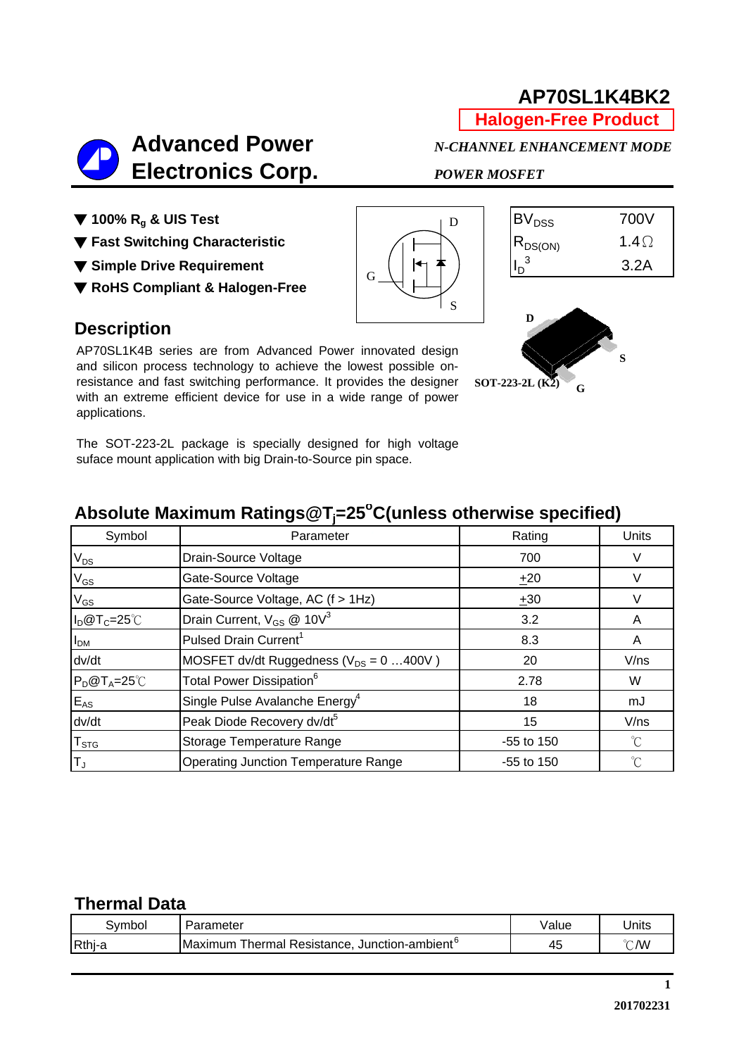# AP70SL1K4BK2

**Halogen-Free Product**

**Advanced Power Electronics Corp.**

***N-CHANNEL ENHANCEMENT MODE POWER MOSFET***

- **100% $R_g$ & UIS Test**
- **Fast Switching Characteristic**
- **Simple Drive Requirement**
- **RoHS Compliant & Halogen-Free**

| | |
|---|---|
| $BV_{DSS}$ | 700V |
| $R_{DS(ON)}$ | 1.4Ω |
| $I_D$ [3] | 3.2A |

SOT-223-2L (K2)

## Description

AP70SL1K4B series are from Advanced Power innovated design and silicon process technology to achieve the lowest possible on-resistance and fast switching performance. It provides the designer with an extreme efficient device for use in a wide range of power applications.

The SOT-223-2L package is specially designed for high voltage suface mount application with big Drain-to-Source pin space.

## Absolute Maximum Ratings@$T_j$=25°C(unless otherwise specified)

| Symbol | Parameter | Rating | Units |
|---|---|---|---|
| $V_{DS}$ | Drain-Source Voltage | 700 | V |
| $V_{GS}$ | Gate-Source Voltage | $\pm$20 | V |
| $V_{GS}$ | Gate-Source Voltage, AC (f > 1Hz) | $\pm$30 | V |
| $I_D$@$T_C$=25℃ | Drain Current, $V_{GS}$ @ 10V[3] | 3.2 | A |
| $I_{DM}$ | Pulsed Drain Current[1] | 8.3 | A |
| dv/dt | MOSFET dv/dt Ruggedness ($V_{DS}$ = 0 …400V ) | 20 | V/ns |
| $P_D$@$T_A$=25℃ | Total Power Dissipation[6] | 2.78 | W |
| $E_{AS}$ | Single Pulse Avalanche Energy[4] | 18 | mJ |
| dv/dt | Peak Diode Recovery dv/dt[5] | 15 | V/ns |
| $T_{STG}$ | Storage Temperature Range | -55 to 150 | ℃ |
| $T_J$ | Operating Junction Temperature Range | -55 to 150 | ℃ |

## Thermal Data

| Symbol | Parameter | Value | Units |
|---|---|---|---|
| Rthj-a | Maximum Thermal Resistance, Junction-ambient[6] | 45 | ℃/W |

201702231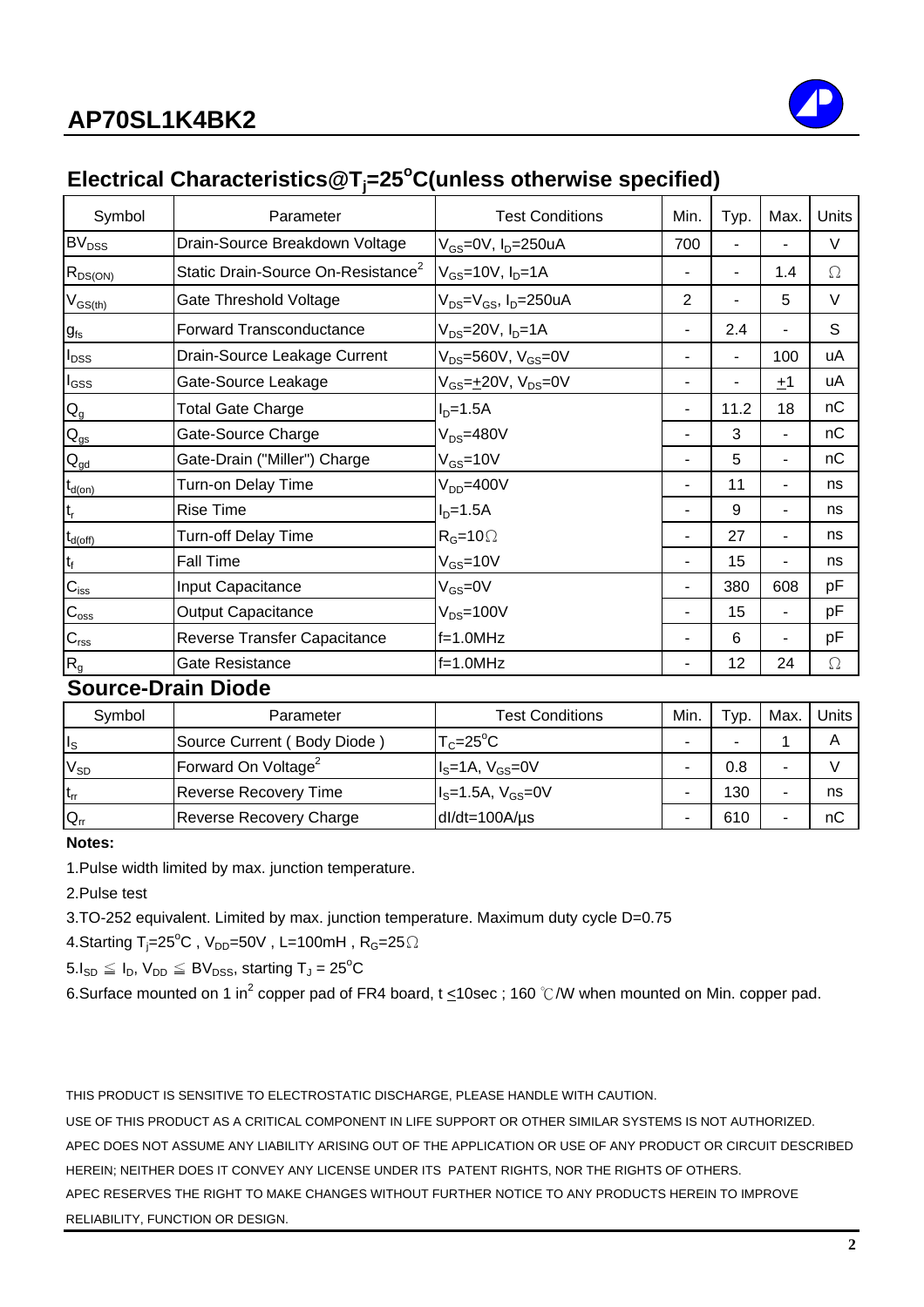## Electrical Characteristics@$T_j$=25$^{o}$C(unless otherwise specified)

| Symbol | Parameter | Test Conditions | Min. | Typ. | Max. | Units |
|---|---|---|---|---|---|---|
| $BV_{DSS}$ | Drain-Source Breakdown Voltage | $V_{GS}$=0V, $I_D$=250uA | 700 | - | - | V |
| $R_{DS(ON)}$ | Static Drain-Source On-Resistance[2] | $V_{GS}$=10V, $I_D$=1A | - | - | 1.4 | Ω |
| $V_{GS(th)}$ | Gate Threshold Voltage | $V_{DS}$=$V_{GS}$, $I_D$=250uA | 2 | - | 5 | V |
| $g_{fs}$ | Forward Transconductance | $V_{DS}$=20V, $I_D$=1A | - | 2.4 | - | S |
| $I_{DSS}$ | Drain-Source Leakage Current | $V_{DS}$=560V, $V_{GS}$=0V | - | - | 100 | uA |
| $I_{GSS}$ | Gate-Source Leakage | $V_{GS}$=±20V, $V_{DS}$=0V | - | - | ±1 | uA |
| $Q_g$ | Total Gate Charge | $I_D$=1.5A | - | 11.2 | 18 | nC |
| $Q_{gs}$ | Gate-Source Charge | $V_{DS}$=480V | - | 3 | - | nC |
| $Q_{gd}$ | Gate-Drain ("Miller") Charge | $V_{GS}$=10V | - | 5 | - | nC |
| $t_{d(on)}$ | Turn-on Delay Time | $V_{DD}$=400V | - | 11 | - | ns |
| $t_r$ | Rise Time | $I_D$=1.5A | - | 9 | - | ns |
| $t_{d(off)}$ | Turn-off Delay Time | $R_G$=10Ω | - | 27 | - | ns |
| $t_f$ | Fall Time | $V_{GS}$=10V | - | 15 | - | ns |
| $C_{iss}$ | Input Capacitance | $V_{GS}$=0V | - | 380 | 608 | pF |
| $C_{oss}$ | Output Capacitance | $V_{DS}$=100V | - | 15 | - | pF |
| $C_{rss}$ | Reverse Transfer Capacitance | f=1.0MHz | - | 6 | - | pF |
| $R_g$ | Gate Resistance | f=1.0MHz | - | 12 | 24 | Ω |

### Source-Drain Diode

| Symbol | Parameter | Test Conditions | Min. | Typ. | Max. | Units |
|---|---|---|---|---|---|---|
| $I_S$ | Source Current ( Body Diode ) | $T_C$=25$^{o}$C | - | - | 1 | A |
| $V_{SD}$ | Forward On Voltage[2] | $I_S$=1A, $V_{GS}$=0V | - | 0.8 | - | V |
| $t_{rr}$ | Reverse Recovery Time | $I_S$=1.5A, $V_{GS}$=0V | - | 130 | - | ns |
| $Q_{rr}$ | Reverse Recovery Charge | dI/dt=100A/µs | - | 610 | - | nC |

**Notes:**

1.Pulse width limited by max. junction temperature.

2.Pulse test

3.TO-252 equivalent. Limited by max. junction temperature. Maximum duty cycle D=0.75

4.Starting $T_j$=25$^{o}$C , $V_{DD}$=50V , L=100mH , $R_G$=25Ω

5.$I_{SD} \leqq I_D$, $V_{DD} \leqq BV_{DSS}$, starting $T_J$ = 25$^{o}$C

6.Surface mounted on 1 in$^2$ copper pad of FR4 board, t ≤10sec ; 160 ℃/W when mounted on Min. copper pad.

THIS PRODUCT IS SENSITIVE TO ELECTROSTATIC DISCHARGE, PLEASE HANDLE WITH CAUTION.

USE OF THIS PRODUCT AS A CRITICAL COMPONENT IN LIFE SUPPORT OR OTHER SIMILAR SYSTEMS IS NOT AUTHORIZED.

APEC DOES NOT ASSUME ANY LIABILITY ARISING OUT OF THE APPLICATION OR USE OF ANY PRODUCT OR CIRCUIT DESCRIBED HEREIN; NEITHER DOES IT CONVEY ANY LICENSE UNDER ITS PATENT RIGHTS, NOR THE RIGHTS OF OTHERS.

APEC RESERVES THE RIGHT TO MAKE CHANGES WITHOUT FURTHER NOTICE TO ANY PRODUCTS HEREIN TO IMPROVE RELIABILITY, FUNCTION OR DESIGN.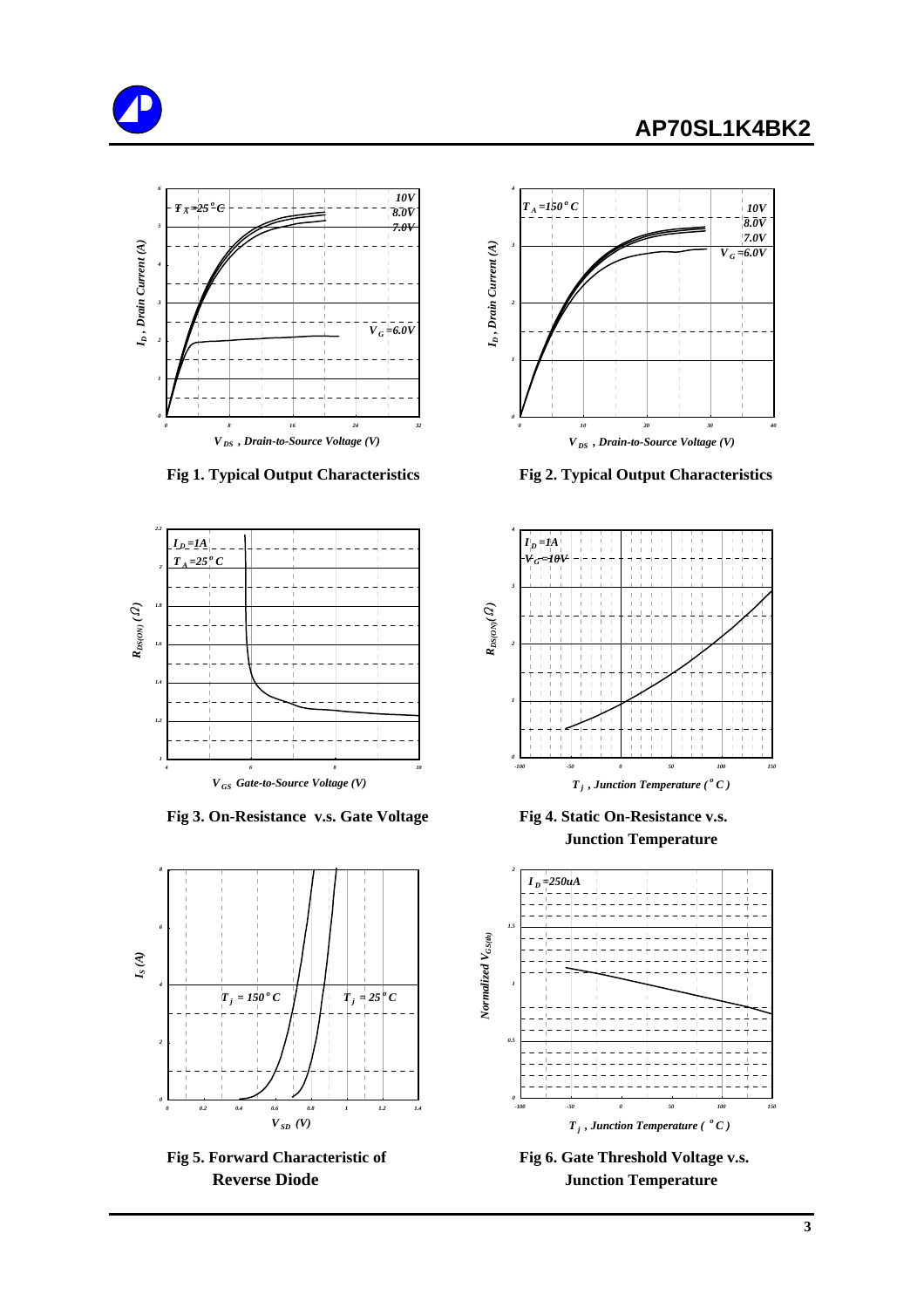$T_A = 25^oC$

10V
8.0V
7.0V

$V_G = 6.0V$

$I_D$ , Drain Current (A)

$V_{DS}$ , Drain-to-Source Voltage (V)

**Fig 1. Typical Output Characteristics**

$T_A = 150^oC$

10V
8.0V
7.0V
$V_G = 6.0V$

$I_D$ , Drain Current (A)

$V_{DS}$ , Drain-to-Source Voltage (V)

**Fig 2. Typical Output Characteristics**

$I_D$=1A
$T_A = 25^oC$

$R_{DS(ON)}$ (Ω)

$V_{GS}$ Gate-to-Source Voltage (V)

**Fig 3. On-Resistance v.s. Gate Voltage**

$I_D$=1A
$V_G$=10V

$R_{DS(ON)}$(Ω)

$T_j$ , Junction Temperature ($^oC$)

**Fig 4. Static On-Resistance v.s. Junction Temperature**

$T_j = 150^oC$

$T_j = 25^oC$

$I_S$ (A)

$V_{SD}$ (V)

**Fig 5. Forward Characteristic of Reverse Diode**

$I_D$=250uA

Normalized $V_{GS(th)}$

$T_j$ , Junction Temperature ($^oC$)

**Fig 6. Gate Threshold Voltage v.s. Junction Temperature**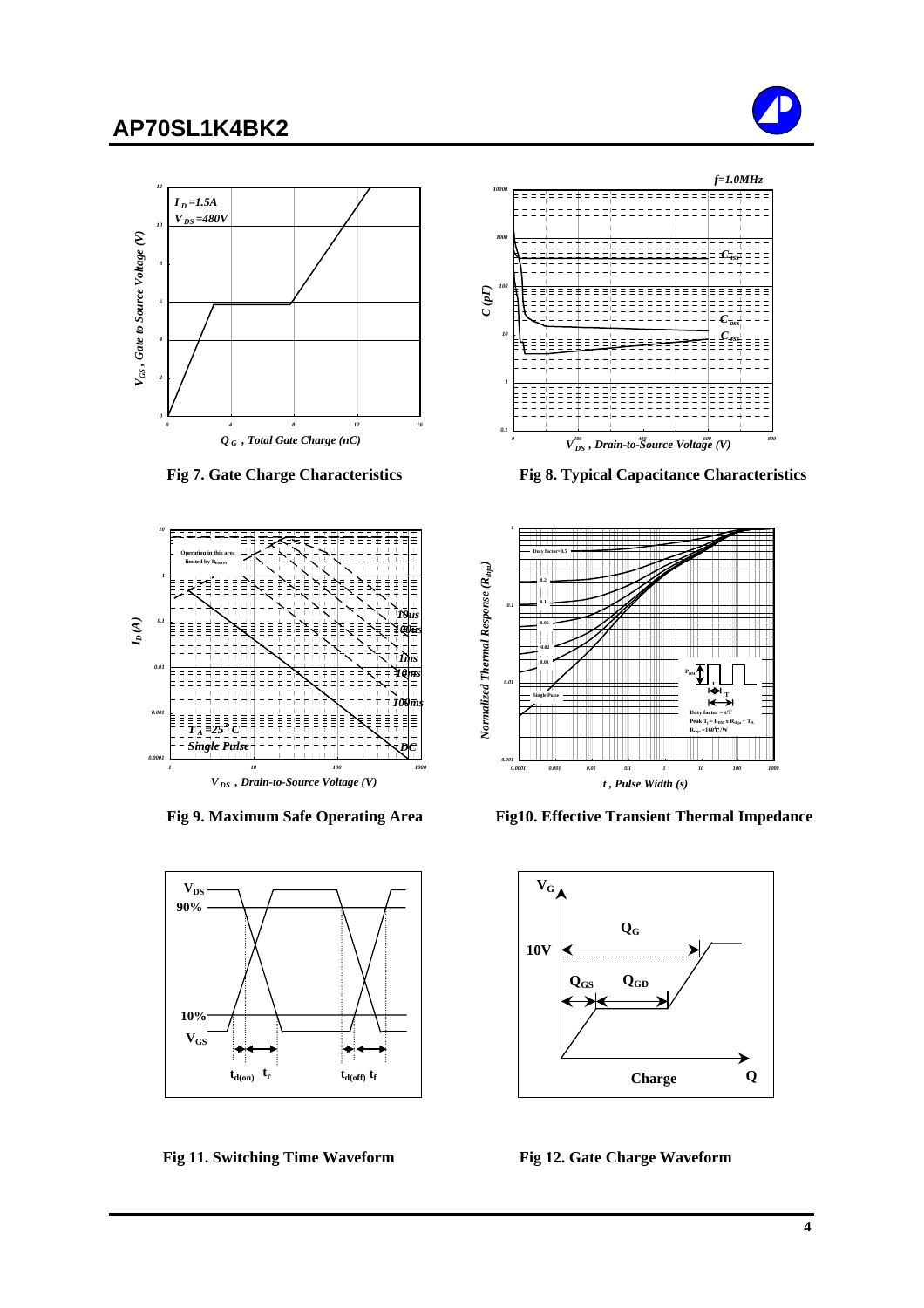Fig 7. Gate Charge Characteristics

Fig 8. Typical Capacitance Characteristics

Fig 9. Maximum Safe Operating Area

Fig10. Effective Transient Thermal Impedance

Fig 11. Switching Time Waveform

Fig 12. Gate Charge Waveform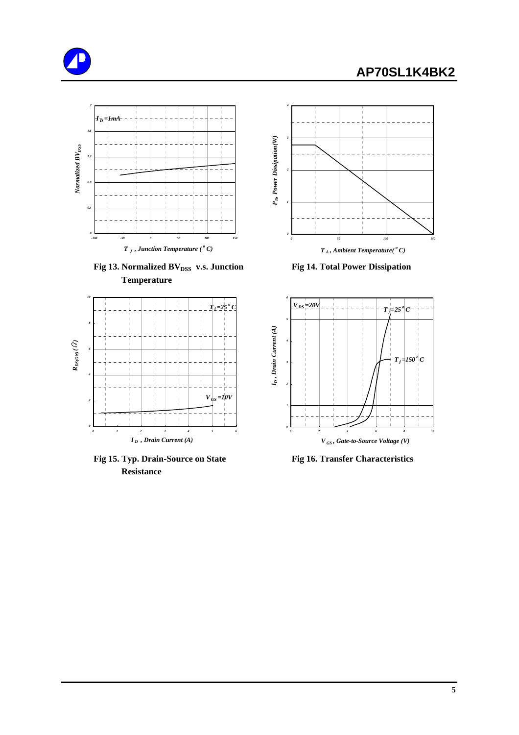Fig 13. Normalized $BV_{DSS}$ v.s. Junction Temperature

Fig 14. Total Power Dissipation

Fig 15. Typ. Drain-Source on State Resistance

Fig 16. Transfer Characteristics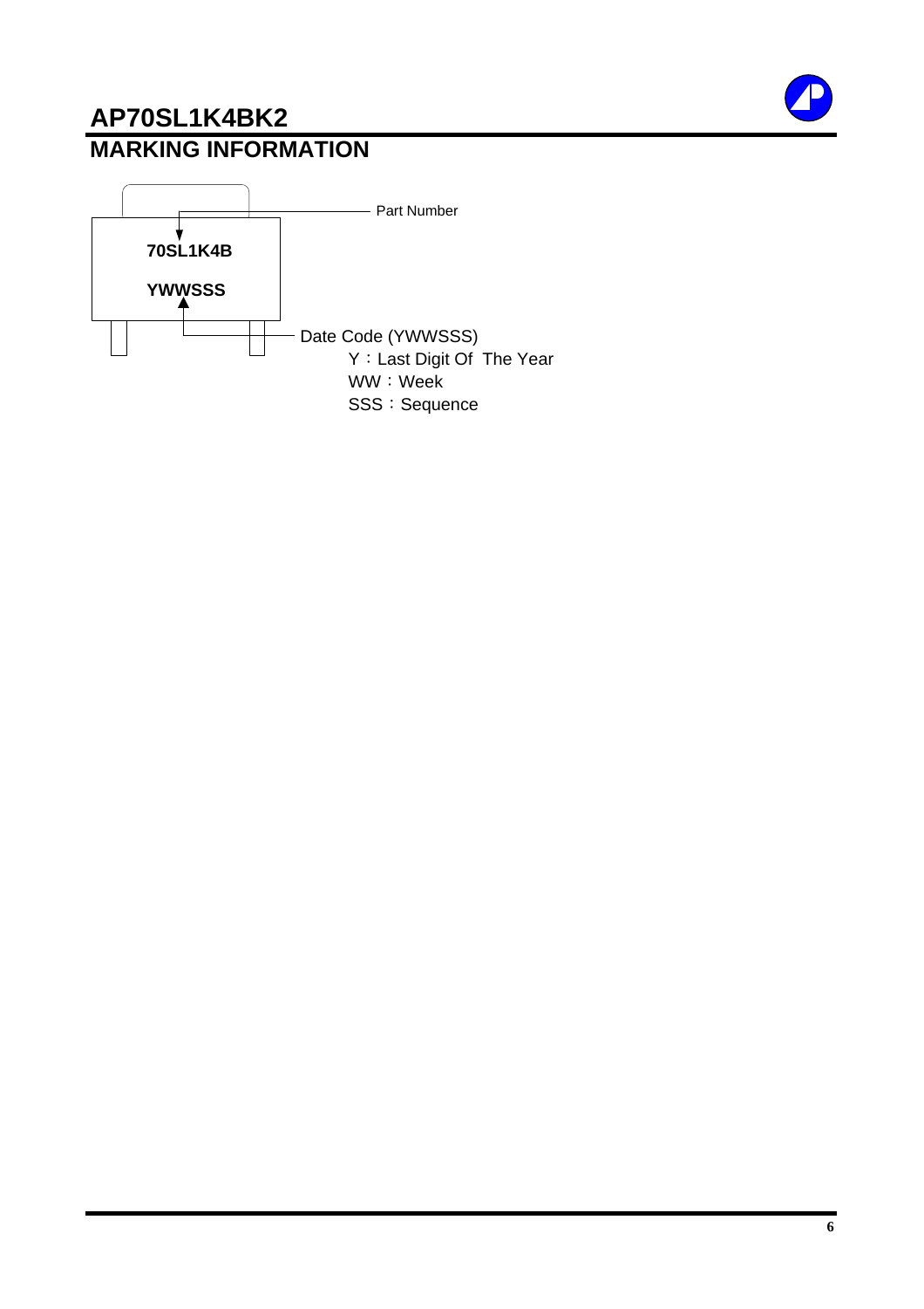# AP70SL1K4BK2

## MARKING INFORMATION

**70SL1K4B**

**YWWSSS**

Part Number

Date Code (YWWSSS)

Y：Last Digit Of The Year

WW：Week

SSS：Sequence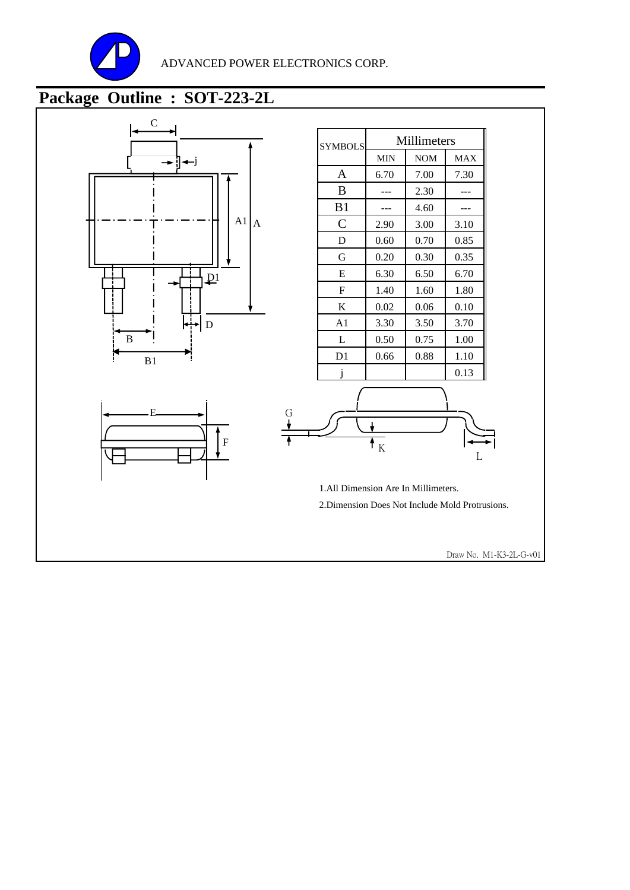ADVANCED POWER ELECTRONICS CORP.

# Package Outline : SOT-223-2L

| SYMBOLS | Millimeters | | |
|---|---|---|---|
| | MIN | NOM | MAX |
| A | 6.70 | 7.00 | 7.30 |
| B | --- | 2.30 | --- |
| B1 | --- | 4.60 | --- |
| C | 2.90 | 3.00 | 3.10 |
| D | 0.60 | 0.70 | 0.85 |
| G | 0.20 | 0.30 | 0.35 |
| E | 6.30 | 6.50 | 6.70 |
| F | 1.40 | 1.60 | 1.80 |
| K | 0.02 | 0.06 | 0.10 |
| A1 | 3.30 | 3.50 | 3.70 |
| L | 0.50 | 0.75 | 1.00 |
| D1 | 0.66 | 0.88 | 1.10 |
| j | | | 0.13 |

1.All Dimension Are In Millimeters.

2.Dimension Does Not Include Mold Protrusions.

Draw No. M1-K3-2L-G-v01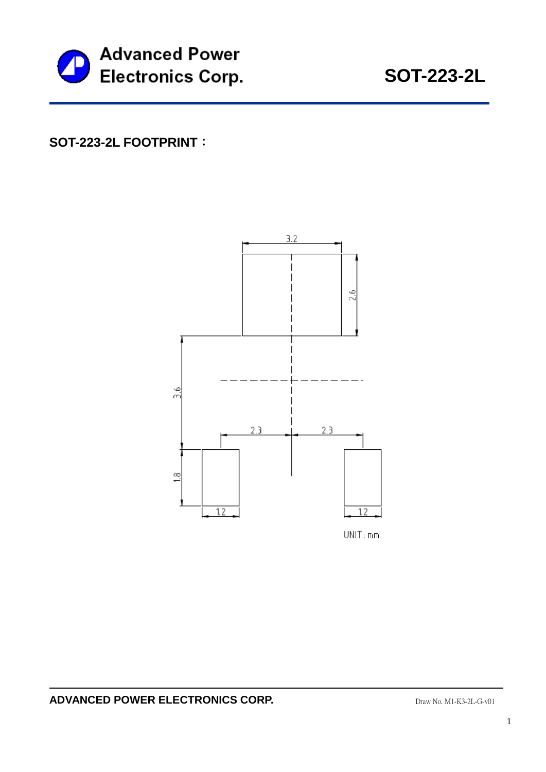# SOT-223-2L

## SOT-223-2L FOOTPRINT：

3.2

2.6

3.6

2.3

2.3

1.8

1.2

1.2

UNIT：mm

**ADVANCED POWER ELECTRONICS CORP.**

Draw No. M1-K3-2L-G-v01